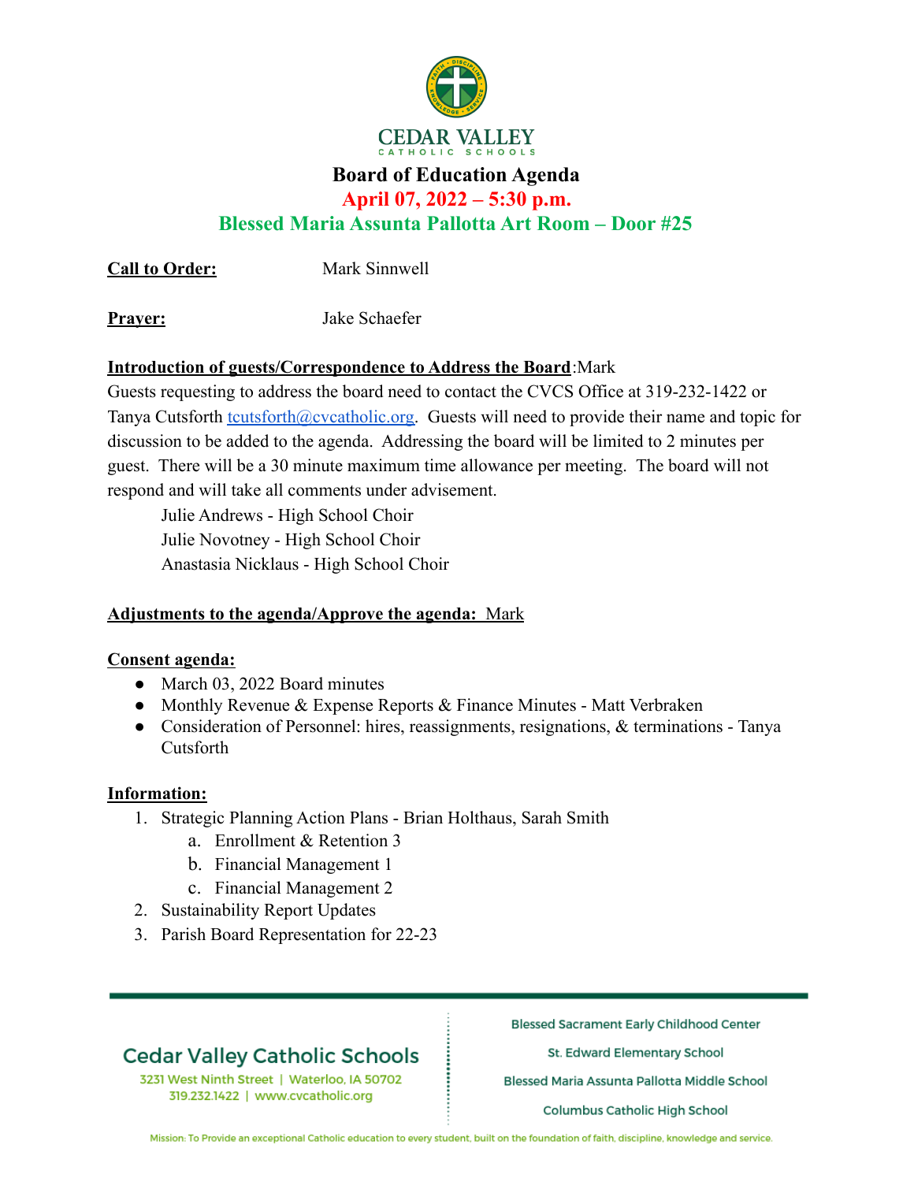# CEDAR VALLEY
CATHOLIC SCHOOLS

## Board of Education Agenda

**April 07, 2022 – 5:30 p.m.**

**Blessed Maria Assunta Pallotta Art Room – Door #25**

**Call to Order:** Mark Sinnwell

**Prayer:** Jake Schaefer

**Introduction of guests/Correspondence to Address the Board**:Mark

Guests requesting to address the board need to contact the CVCS Office at 319-232-1422 or Tanya Cutsforth tcutsforth@cvcatholic.org. Guests will need to provide their name and topic for discussion to be added to the agenda. Addressing the board will be limited to 2 minutes per guest. There will be a 30 minute maximum time allowance per meeting. The board will not respond and will take all comments under advisement.

Julie Andrews - High School Choir
Julie Novotney - High School Choir
Anastasia Nicklaus - High School Choir

**Adjustments to the agenda/Approve the agenda:** Mark

**Consent agenda:**

- March 03, 2022 Board minutes
- Monthly Revenue & Expense Reports & Finance Minutes - Matt Verbraken
- Consideration of Personnel: hires, reassignments, resignations, & terminations - Tanya Cutsforth

**Information:**

1. Strategic Planning Action Plans - Brian Holthaus, Sarah Smith
   a. Enrollment & Retention 3
   b. Financial Management 1
   c. Financial Management 2
2. Sustainability Report Updates
3. Parish Board Representation for 22-23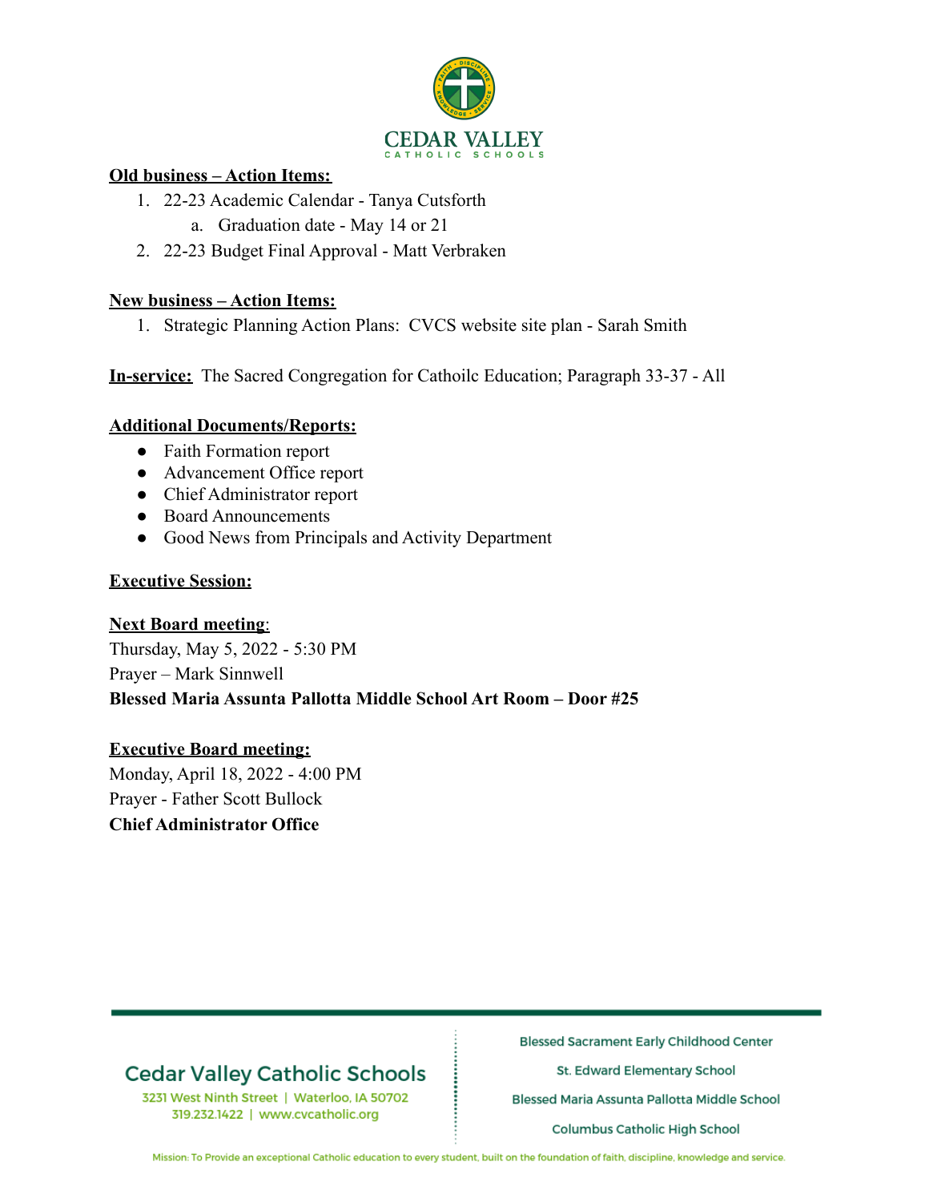**Old business – Action Items:**

1. 22-23 Academic Calendar - Tanya Cutsforth
   a. Graduation date - May 14 or 21
2. 22-23 Budget Final Approval - Matt Verbraken

**New business – Action Items:**

1. Strategic Planning Action Plans: CVCS website site plan - Sarah Smith

**In-service:** The Sacred Congregation for Cathoilc Education; Paragraph 33-37 - All

**Additional Documents/Reports:**

- Faith Formation report
- Advancement Office report
- Chief Administrator report
- Board Announcements
- Good News from Principals and Activity Department

**Executive Session:**

**Next Board meeting:**
Thursday, May 5, 2022 - 5:30 PM
Prayer – Mark Sinnwell
**Blessed Maria Assunta Pallotta Middle School Art Room – Door #25**

**Executive Board meeting:**
Monday, April 18, 2022 - 4:00 PM
Prayer - Father Scott Bullock
**Chief Administrator Office**